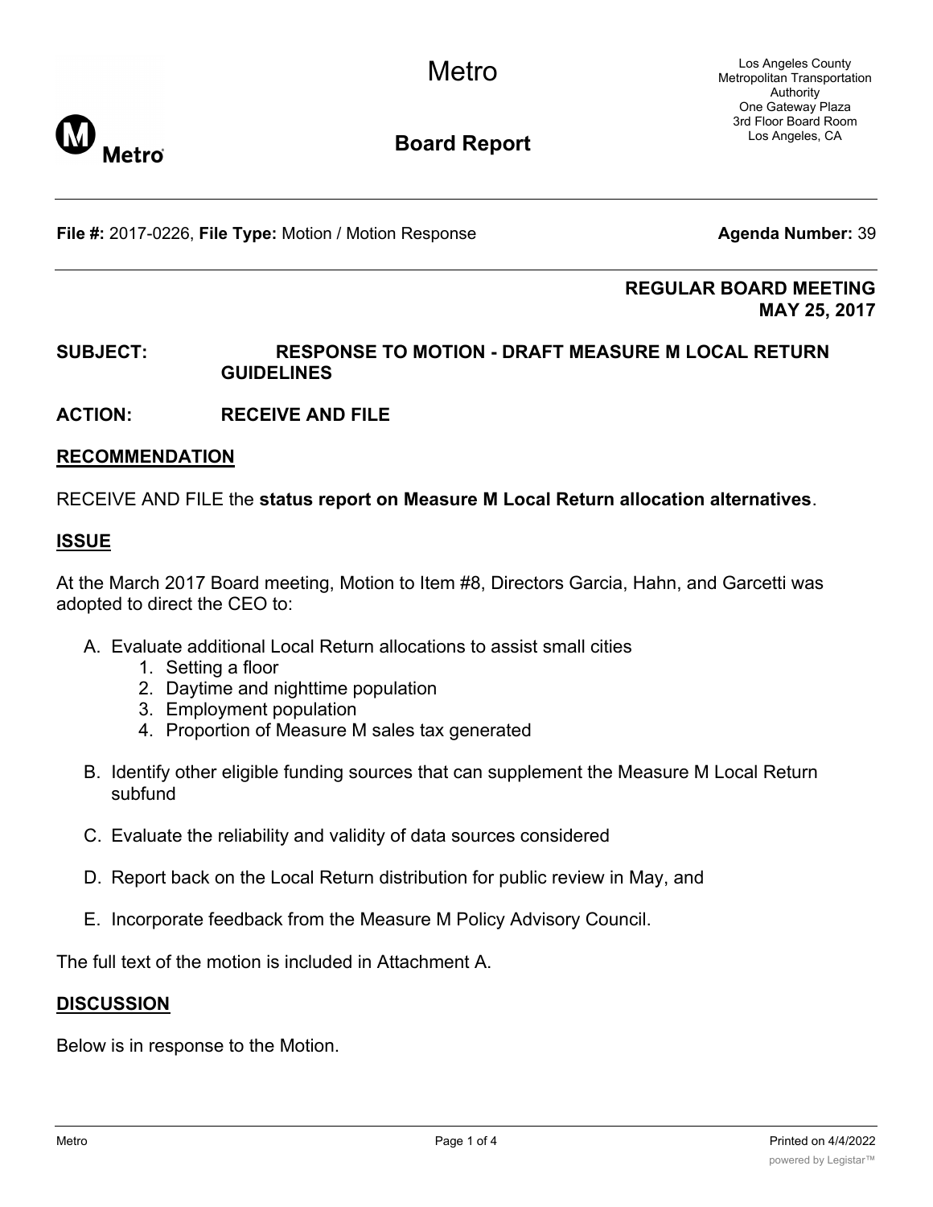Metro

Los Angeles County Metropolitan Transportation Authority
One Gateway Plaza
3rd Floor Board Room
Los Angeles, CA

**Board Report**

**File #:** 2017-0226, **File Type:** Motion / Motion Response **Agenda Number:** 39

**REGULAR BOARD MEETING**
**MAY 25, 2017**

**SUBJECT: RESPONSE TO MOTION - DRAFT MEASURE M LOCAL RETURN GUIDELINES**

**ACTION: RECEIVE AND FILE**

## RECOMMENDATION

RECEIVE AND FILE the **status report on Measure M Local Return allocation alternatives**.

## ISSUE

At the March 2017 Board meeting, Motion to Item #8, Directors Garcia, Hahn, and Garcetti was adopted to direct the CEO to:

A. Evaluate additional Local Return allocations to assist small cities
   1. Setting a floor
   2. Daytime and nighttime population
   3. Employment population
   4. Proportion of Measure M sales tax generated

B. Identify other eligible funding sources that can supplement the Measure M Local Return subfund

C. Evaluate the reliability and validity of data sources considered

D. Report back on the Local Return distribution for public review in May, and

E. Incorporate feedback from the Measure M Policy Advisory Council.

The full text of the motion is included in Attachment A.

## DISCUSSION

Below is in response to the Motion.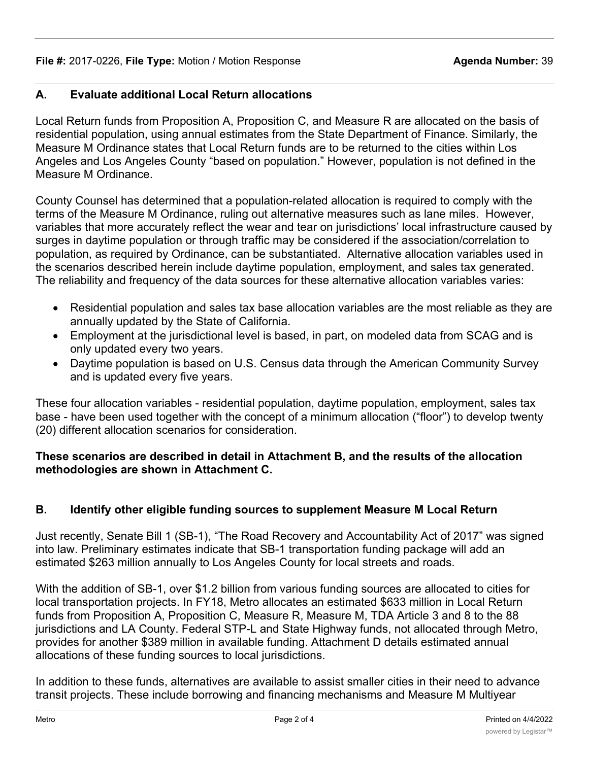## A. Evaluate additional Local Return allocations

Local Return funds from Proposition A, Proposition C, and Measure R are allocated on the basis of residential population, using annual estimates from the State Department of Finance. Similarly, the Measure M Ordinance states that Local Return funds are to be returned to the cities within Los Angeles and Los Angeles County "based on population." However, population is not defined in the Measure M Ordinance.

County Counsel has determined that a population-related allocation is required to comply with the terms of the Measure M Ordinance, ruling out alternative measures such as lane miles. However, variables that more accurately reflect the wear and tear on jurisdictions' local infrastructure caused by surges in daytime population or through traffic may be considered if the association/correlation to population, as required by Ordinance, can be substantiated. Alternative allocation variables used in the scenarios described herein include daytime population, employment, and sales tax generated. The reliability and frequency of the data sources for these alternative allocation variables varies:

- Residential population and sales tax base allocation variables are the most reliable as they are annually updated by the State of California.
- Employment at the jurisdictional level is based, in part, on modeled data from SCAG and is only updated every two years.
- Daytime population is based on U.S. Census data through the American Community Survey and is updated every five years.

These four allocation variables - residential population, daytime population, employment, sales tax base - have been used together with the concept of a minimum allocation ("floor") to develop twenty (20) different allocation scenarios for consideration.

**These scenarios are described in detail in Attachment B, and the results of the allocation methodologies are shown in Attachment C.**

## B. Identify other eligible funding sources to supplement Measure M Local Return

Just recently, Senate Bill 1 (SB-1), "The Road Recovery and Accountability Act of 2017" was signed into law. Preliminary estimates indicate that SB-1 transportation funding package will add an estimated $263 million annually to Los Angeles County for local streets and roads.

With the addition of SB-1, over $1.2 billion from various funding sources are allocated to cities for local transportation projects. In FY18, Metro allocates an estimated $633 million in Local Return funds from Proposition A, Proposition C, Measure R, Measure M, TDA Article 3 and 8 to the 88 jurisdictions and LA County. Federal STP-L and State Highway funds, not allocated through Metro, provides for another $389 million in available funding. Attachment D details estimated annual allocations of these funding sources to local jurisdictions.

In addition to these funds, alternatives are available to assist smaller cities in their need to advance transit projects. These include borrowing and financing mechanisms and Measure M Multiyear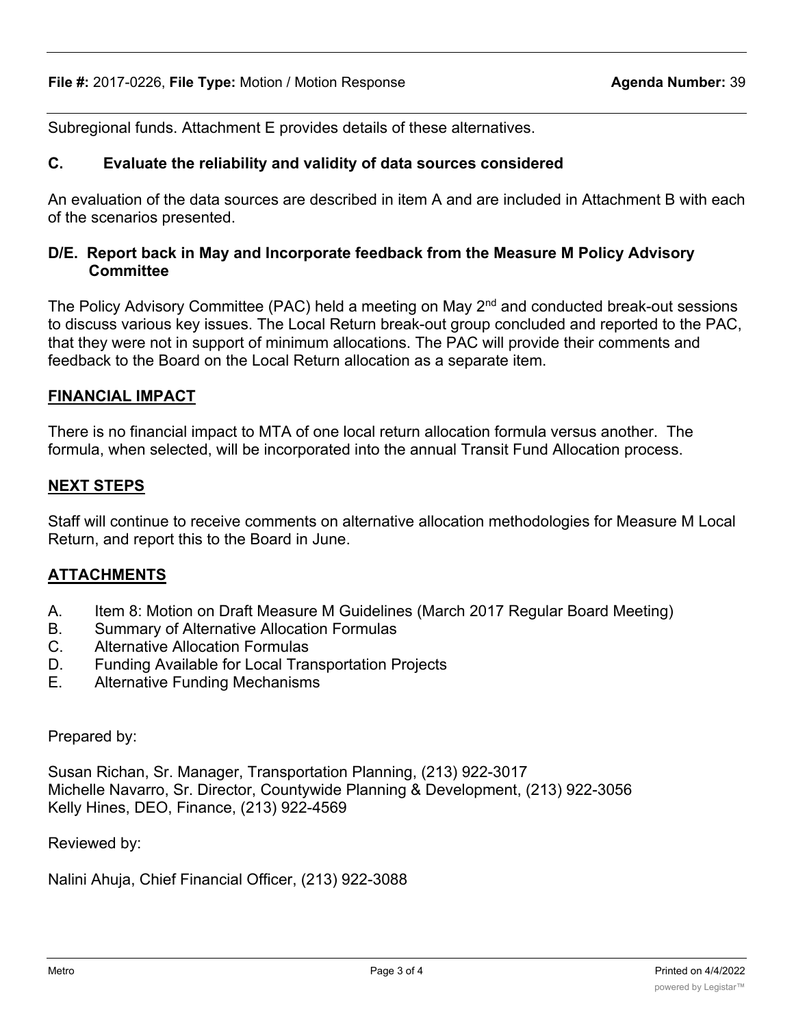Subregional funds. Attachment E provides details of these alternatives.

**C. Evaluate the reliability and validity of data sources considered**

An evaluation of the data sources are described in item A and are included in Attachment B with each of the scenarios presented.

**D/E. Report back in May and Incorporate feedback from the Measure M Policy Advisory Committee**

The Policy Advisory Committee (PAC) held a meeting on May 2nd and conducted break-out sessions to discuss various key issues. The Local Return break-out group concluded and reported to the PAC, that they were not in support of minimum allocations. The PAC will provide their comments and feedback to the Board on the Local Return allocation as a separate item.

## FINANCIAL IMPACT

There is no financial impact to MTA of one local return allocation formula versus another. The formula, when selected, will be incorporated into the annual Transit Fund Allocation process.

## NEXT STEPS

Staff will continue to receive comments on alternative allocation methodologies for Measure M Local Return, and report this to the Board in June.

## ATTACHMENTS

A. Item 8: Motion on Draft Measure M Guidelines (March 2017 Regular Board Meeting)
B. Summary of Alternative Allocation Formulas
C. Alternative Allocation Formulas
D. Funding Available for Local Transportation Projects
E. Alternative Funding Mechanisms

Prepared by:

Susan Richan, Sr. Manager, Transportation Planning, (213) 922-3017
Michelle Navarro, Sr. Director, Countywide Planning & Development, (213) 922-3056
Kelly Hines, DEO, Finance, (213) 922-4569

Reviewed by:

Nalini Ahuja, Chief Financial Officer, (213) 922-3088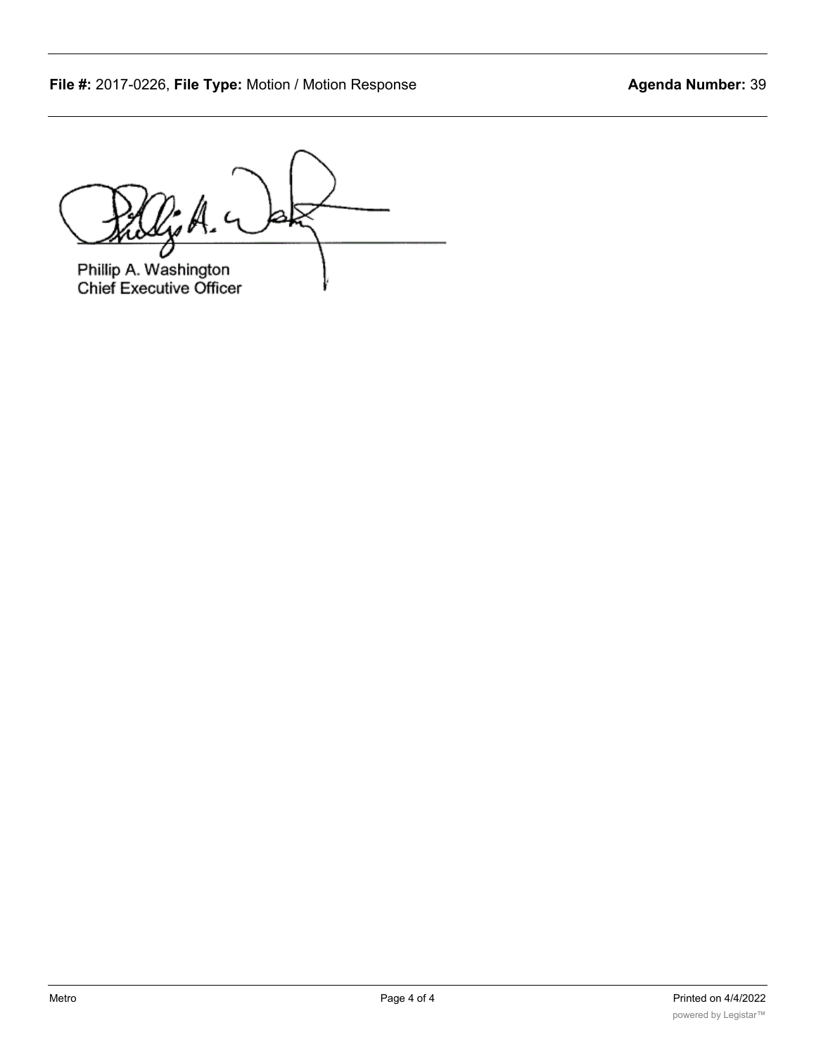Phillip A. Washington
Chief Executive Officer